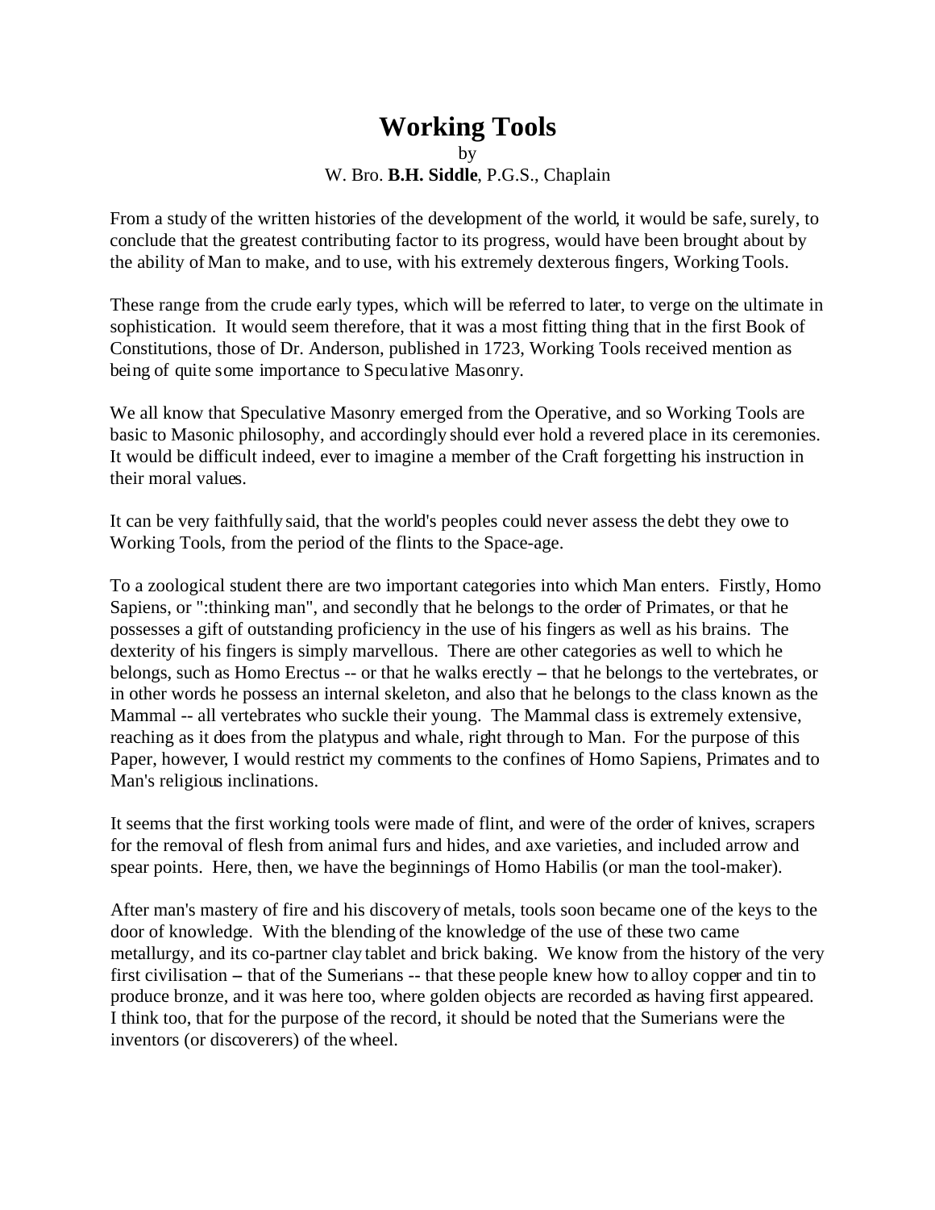# Working Tools

by

W. Bro. **B.H. Siddle**, P.G.S., Chaplain

From a study of the written histories of the development of the world, it would be safe, surely, to conclude that the greatest contributing factor to its progress, would have been brought about by the ability of Man to make, and to use, with his extremely dexterous fingers, Working Tools.

These range from the crude early types, which will be referred to later, to verge on the ultimate in sophistication. It would seem therefore, that it was a most fitting thing that in the first Book of Constitutions, those of Dr. Anderson, published in 1723, Working Tools received mention as being of quite some importance to Speculative Masonry.

We all know that Speculative Masonry emerged from the Operative, and so Working Tools are basic to Masonic philosophy, and accordingly should ever hold a revered place in its ceremonies. It would be difficult indeed, ever to imagine a member of the Craft forgetting his instruction in their moral values.

It can be very faithfully said, that the world's peoples could never assess the debt they owe to Working Tools, from the period of the flints to the Space-age.

To a zoological student there are two important categories into which Man enters. Firstly, Homo Sapiens, or ":thinking man", and secondly that he belongs to the order of Primates, or that he possesses a gift of outstanding proficiency in the use of his fingers as well as his brains. The dexterity of his fingers is simply marvellous. There are other categories as well to which he belongs, such as Homo Erectus -- or that he walks erectly – that he belongs to the vertebrates, or in other words he possess an internal skeleton, and also that he belongs to the class known as the Mammal -- all vertebrates who suckle their young. The Mammal class is extremely extensive, reaching as it does from the platypus and whale, right through to Man. For the purpose of this Paper, however, I would restrict my comments to the confines of Homo Sapiens, Primates and to Man's religious inclinations.

It seems that the first working tools were made of flint, and were of the order of knives, scrapers for the removal of flesh from animal furs and hides, and axe varieties, and included arrow and spear points. Here, then, we have the beginnings of Homo Habilis (or man the tool-maker).

After man's mastery of fire and his discovery of metals, tools soon became one of the keys to the door of knowledge. With the blending of the knowledge of the use of these two came metallurgy, and its co-partner clay tablet and brick baking. We know from the history of the very first civilisation – that of the Sumerians -- that these people knew how to alloy copper and tin to produce bronze, and it was here too, where golden objects are recorded as having first appeared. I think too, that for the purpose of the record, it should be noted that the Sumerians were the inventors (or discoverers) of the wheel.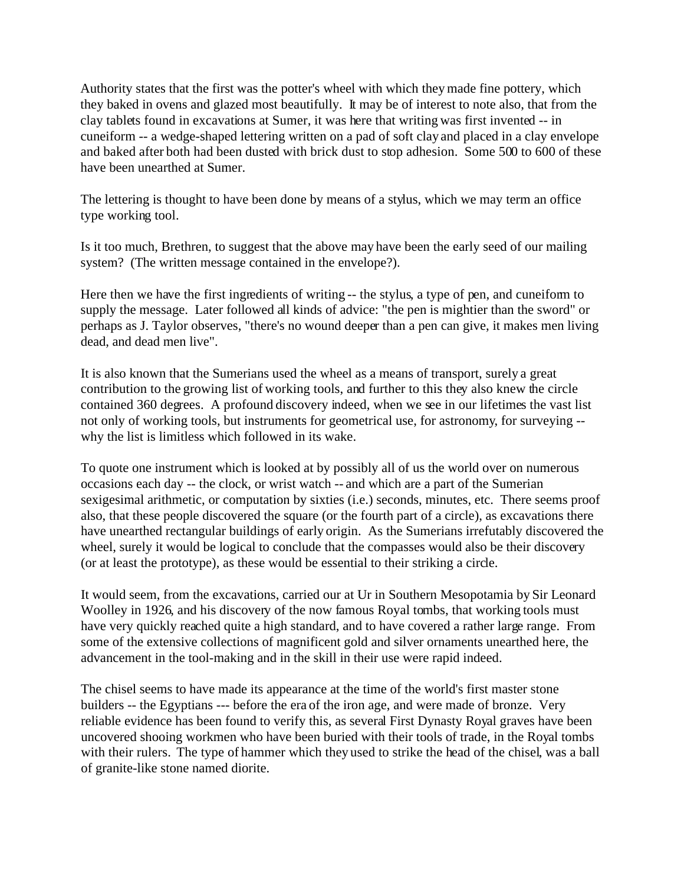Authority states that the first was the potter's wheel with which they made fine pottery, which they baked in ovens and glazed most beautifully. It may be of interest to note also, that from the clay tablets found in excavations at Sumer, it was here that writing was first invented -- in cuneiform -- a wedge-shaped lettering written on a pad of soft clay and placed in a clay envelope and baked after both had been dusted with brick dust to stop adhesion. Some 500 to 600 of these have been unearthed at Sumer.

The lettering is thought to have been done by means of a stylus, which we may term an office type working tool.

Is it too much, Brethren, to suggest that the above may have been the early seed of our mailing system? (The written message contained in the envelope?).

Here then we have the first ingredients of writing -- the stylus, a type of pen, and cuneiform to supply the message. Later followed all kinds of advice: "the pen is mightier than the sword" or perhaps as J. Taylor observes, "there's no wound deeper than a pen can give, it makes men living dead, and dead men live".

It is also known that the Sumerians used the wheel as a means of transport, surely a great contribution to the growing list of working tools, and further to this they also knew the circle contained 360 degrees. A profound discovery indeed, when we see in our lifetimes the vast list not only of working tools, but instruments for geometrical use, for astronomy, for surveying -- why the list is limitless which followed in its wake.

To quote one instrument which is looked at by possibly all of us the world over on numerous occasions each day -- the clock, or wrist watch -- and which are a part of the Sumerian sexigesimal arithmetic, or computation by sixties (i.e.) seconds, minutes, etc. There seems proof also, that these people discovered the square (or the fourth part of a circle), as excavations there have unearthed rectangular buildings of early origin. As the Sumerians irrefutably discovered the wheel, surely it would be logical to conclude that the compasses would also be their discovery (or at least the prototype), as these would be essential to their striking a circle.

It would seem, from the excavations, carried our at Ur in Southern Mesopotamia by Sir Leonard Woolley in 1926, and his discovery of the now famous Royal tombs, that working tools must have very quickly reached quite a high standard, and to have covered a rather large range. From some of the extensive collections of magnificent gold and silver ornaments unearthed here, the advancement in the tool-making and in the skill in their use were rapid indeed.

The chisel seems to have made its appearance at the time of the world's first master stone builders -- the Egyptians --- before the era of the iron age, and were made of bronze. Very reliable evidence has been found to verify this, as several First Dynasty Royal graves have been uncovered shooing workmen who have been buried with their tools of trade, in the Royal tombs with their rulers. The type of hammer which they used to strike the head of the chisel, was a ball of granite-like stone named diorite.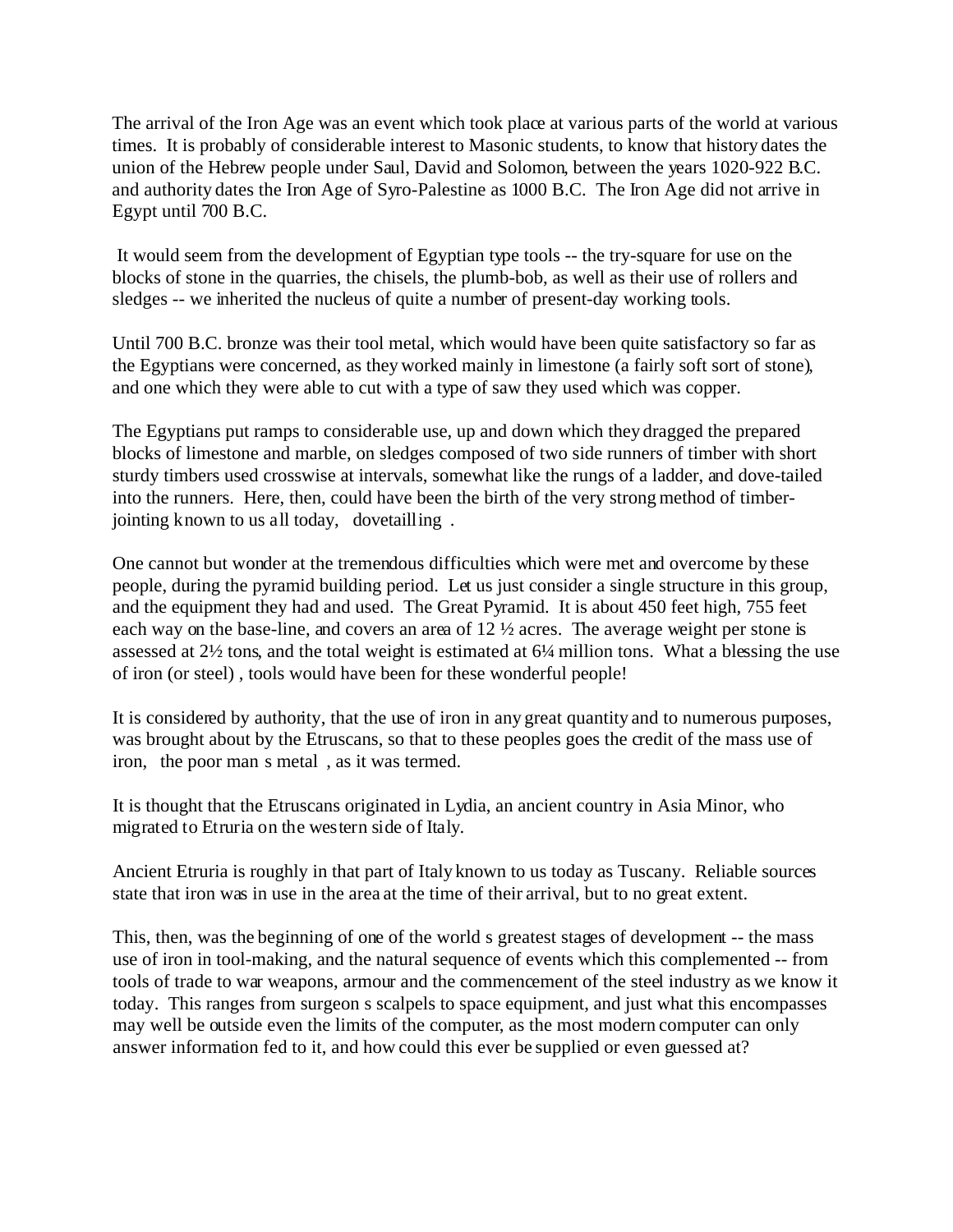The arrival of the Iron Age was an event which took place at various parts of the world at various times. It is probably of considerable interest to Masonic students, to know that history dates the union of the Hebrew people under Saul, David and Solomon, between the years 1020-922 B.C. and authority dates the Iron Age of Syro-Palestine as 1000 B.C. The Iron Age did not arrive in Egypt until 700 B.C.

It would seem from the development of Egyptian type tools -- the try-square for use on the blocks of stone in the quarries, the chisels, the plumb-bob, as well as their use of rollers and sledges -- we inherited the nucleus of quite a number of present-day working tools.

Until 700 B.C. bronze was their tool metal, which would have been quite satisfactory so far as the Egyptians were concerned, as they worked mainly in limestone (a fairly soft sort of stone), and one which they were able to cut with a type of saw they used which was copper.

The Egyptians put ramps to considerable use, up and down which they dragged the prepared blocks of limestone and marble, on sledges composed of two side runners of timber with short sturdy timbers used crosswise at intervals, somewhat like the rungs of a ladder, and dove-tailed into the runners. Here, then, could have been the birth of the very strong method of timber-jointing known to us all today, dovetailling .

One cannot but wonder at the tremendous difficulties which were met and overcome by these people, during the pyramid building period. Let us just consider a single structure in this group, and the equipment they had and used. The Great Pyramid. It is about 450 feet high, 755 feet each way on the base-line, and covers an area of 12 ½ acres. The average weight per stone is assessed at 2½ tons, and the total weight is estimated at 6¼ million tons. What a blessing the use of iron (or steel) , tools would have been for these wonderful people!

It is considered by authority, that the use of iron in any great quantity and to numerous purposes, was brought about by the Etruscans, so that to these peoples goes the credit of the mass use of iron, the poor man s metal , as it was termed.

It is thought that the Etruscans originated in Lydia, an ancient country in Asia Minor, who migrated to Etruria on the western side of Italy.

Ancient Etruria is roughly in that part of Italy known to us today as Tuscany. Reliable sources state that iron was in use in the area at the time of their arrival, but to no great extent.

This, then, was the beginning of one of the world s greatest stages of development -- the mass use of iron in tool-making, and the natural sequence of events which this complemented -- from tools of trade to war weapons, armour and the commencement of the steel industry as we know it today. This ranges from surgeon s scalpels to space equipment, and just what this encompasses may well be outside even the limits of the computer, as the most modern computer can only answer information fed to it, and how could this ever be supplied or even guessed at?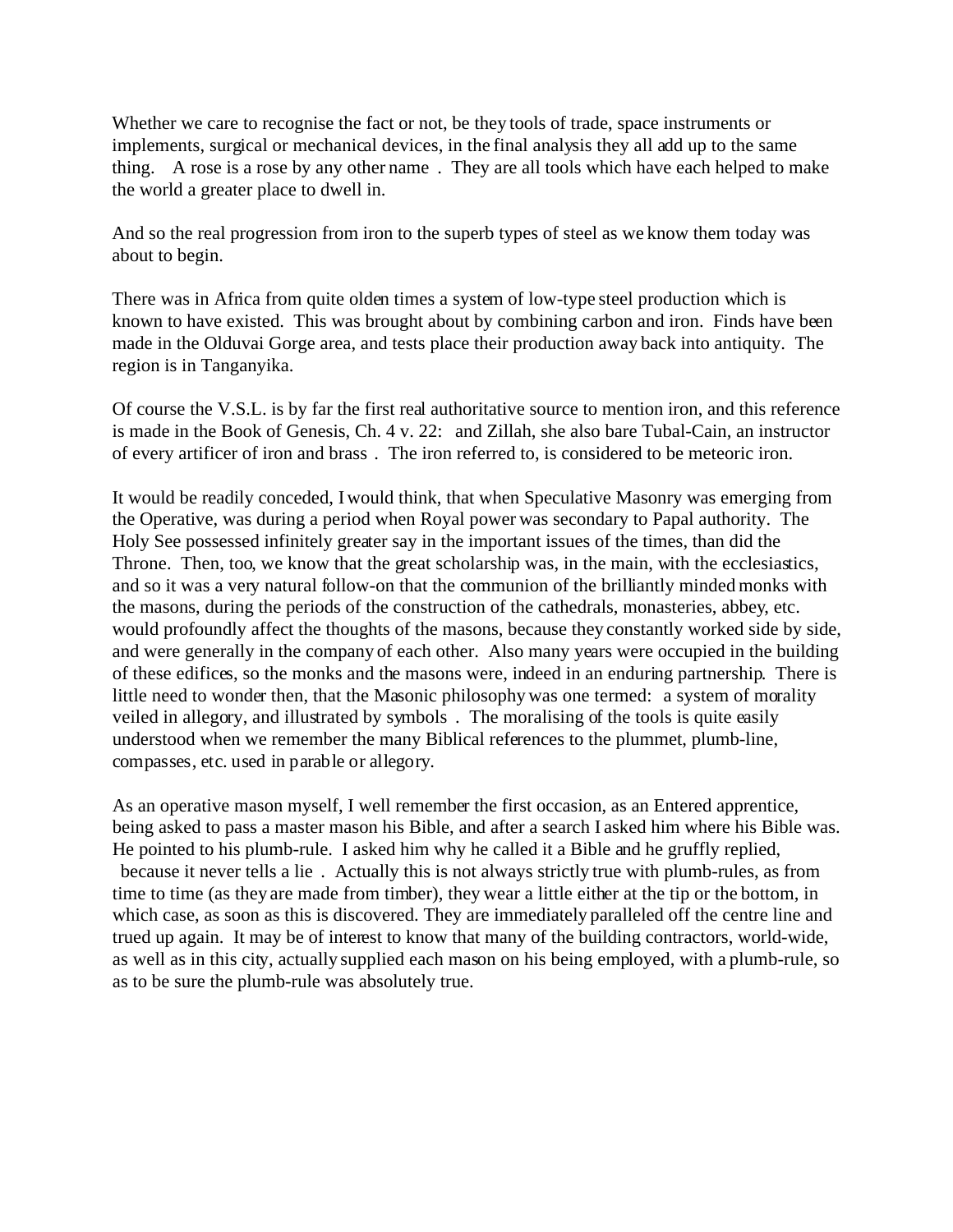Whether we care to recognise the fact or not, be they tools of trade, space instruments or implements, surgical or mechanical devices, in the final analysis they all add up to the same thing. A rose is a rose by any other name . They are all tools which have each helped to make the world a greater place to dwell in.

And so the real progression from iron to the superb types of steel as we know them today was about to begin.

There was in Africa from quite olden times a system of low-type steel production which is known to have existed. This was brought about by combining carbon and iron. Finds have been made in the Olduvai Gorge area, and tests place their production away back into antiquity. The region is in Tanganyika.

Of course the V.S.L. is by far the first real authoritative source to mention iron, and this reference is made in the Book of Genesis, Ch. 4 v. 22: and Zillah, she also bare Tubal-Cain, an instructor of every artificer of iron and brass . The iron referred to, is considered to be meteoric iron.

It would be readily conceded, I would think, that when Speculative Masonry was emerging from the Operative, was during a period when Royal power was secondary to Papal authority. The Holy See possessed infinitely greater say in the important issues of the times, than did the Throne. Then, too, we know that the great scholarship was, in the main, with the ecclesiastics, and so it was a very natural follow-on that the communion of the brilliantly minded monks with the masons, during the periods of the construction of the cathedrals, monasteries, abbey, etc. would profoundly affect the thoughts of the masons, because they constantly worked side by side, and were generally in the company of each other. Also many years were occupied in the building of these edifices, so the monks and the masons were, indeed in an enduring partnership. There is little need to wonder then, that the Masonic philosophy was one termed: a system of morality veiled in allegory, and illustrated by symbols . The moralising of the tools is quite easily understood when we remember the many Biblical references to the plummet, plumb-line, compasses, etc. used in parable or allegory.

As an operative mason myself, I well remember the first occasion, as an Entered apprentice, being asked to pass a master mason his Bible, and after a search I asked him where his Bible was. He pointed to his plumb-rule. I asked him why he called it a Bible and he gruffly replied, because it never tells a lie . Actually this is not always strictly true with plumb-rules, as from time to time (as they are made from timber), they wear a little either at the tip or the bottom, in which case, as soon as this is discovered. They are immediately paralleled off the centre line and trued up again. It may be of interest to know that many of the building contractors, world-wide, as well as in this city, actually supplied each mason on his being employed, with a plumb-rule, so as to be sure the plumb-rule was absolutely true.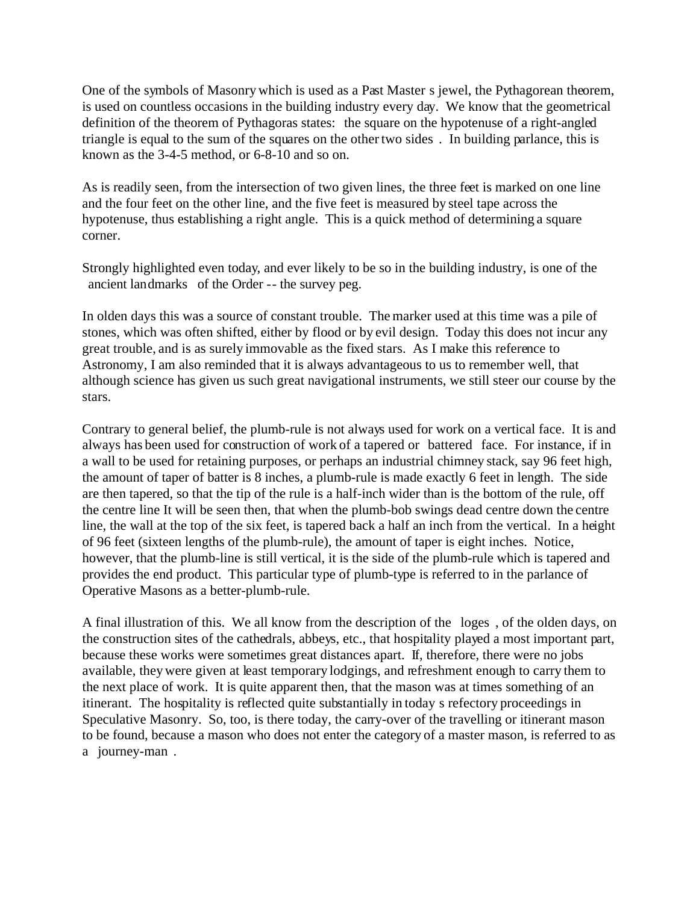One of the symbols of Masonry which is used as a Past Master s jewel, the Pythagorean theorem, is used on countless occasions in the building industry every day. We know that the geometrical definition of the theorem of Pythagoras states: the square on the hypotenuse of a right-angled triangle is equal to the sum of the squares on the other two sides . In building parlance, this is known as the 3-4-5 method, or 6-8-10 and so on.

As is readily seen, from the intersection of two given lines, the three feet is marked on one line and the four feet on the other line, and the five feet is measured by steel tape across the hypotenuse, thus establishing a right angle. This is a quick method of determining a square corner.

Strongly highlighted even today, and ever likely to be so in the building industry, is one of the ancient landmarks of the Order -- the survey peg.

In olden days this was a source of constant trouble. The marker used at this time was a pile of stones, which was often shifted, either by flood or by evil design. Today this does not incur any great trouble, and is as surely immovable as the fixed stars. As I make this reference to Astronomy, I am also reminded that it is always advantageous to us to remember well, that although science has given us such great navigational instruments, we still steer our course by the stars.

Contrary to general belief, the plumb-rule is not always used for work on a vertical face. It is and always has been used for construction of work of a tapered or battered face. For instance, if in a wall to be used for retaining purposes, or perhaps an industrial chimney stack, say 96 feet high, the amount of taper of batter is 8 inches, a plumb-rule is made exactly 6 feet in length. The side are then tapered, so that the tip of the rule is a half-inch wider than is the bottom of the rule, off the centre line It will be seen then, that when the plumb-bob swings dead centre down the centre line, the wall at the top of the six feet, is tapered back a half an inch from the vertical. In a height of 96 feet (sixteen lengths of the plumb-rule), the amount of taper is eight inches. Notice, however, that the plumb-line is still vertical, it is the side of the plumb-rule which is tapered and provides the end product. This particular type of plumb-type is referred to in the parlance of Operative Masons as a better-plumb-rule.

A final illustration of this. We all know from the description of the loges , of the olden days, on the construction sites of the cathedrals, abbeys, etc., that hospitality played a most important part, because these works were sometimes great distances apart. If, therefore, there were no jobs available, they were given at least temporary lodgings, and refreshment enough to carry them to the next place of work. It is quite apparent then, that the mason was at times something of an itinerant. The hospitality is reflected quite substantially in today s refectory proceedings in Speculative Masonry. So, too, is there today, the carry-over of the travelling or itinerant mason to be found, because a mason who does not enter the category of a master mason, is referred to as a journey-man .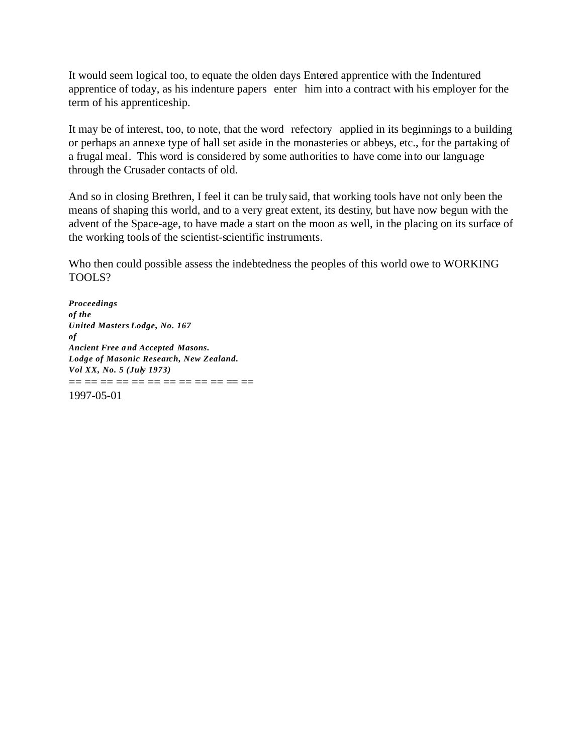It would seem logical too, to equate the olden days Entered apprentice with the Indentured apprentice of today, as his indenture papers enter him into a contract with his employer for the term of his apprenticeship.

It may be of interest, too, to note, that the word refectory applied in its beginnings to a building or perhaps an annexe type of hall set aside in the monasteries or abbeys, etc., for the partaking of a frugal meal. This word is considered by some authorities to have come into our language through the Crusader contacts of old.

And so in closing Brethren, I feel it can be truly said, that working tools have not only been the means of shaping this world, and to a very great extent, its destiny, but have now begun with the advent of the Space-age, to have made a start on the moon as well, in the placing on its surface of the working tools of the scientist-scientific instruments.

Who then could possible assess the indebtedness the peoples of this world owe to WORKING TOOLS?

***Proceedings***
***of the***
***United Masters Lodge, No. 167***
***of***
***Ancient Free and Accepted Masons.***
***Lodge of Masonic Research, New Zealand.***
***Vol XX, No. 5 (July 1973)***

== == == == == == == == == == == ==

1997-05-01